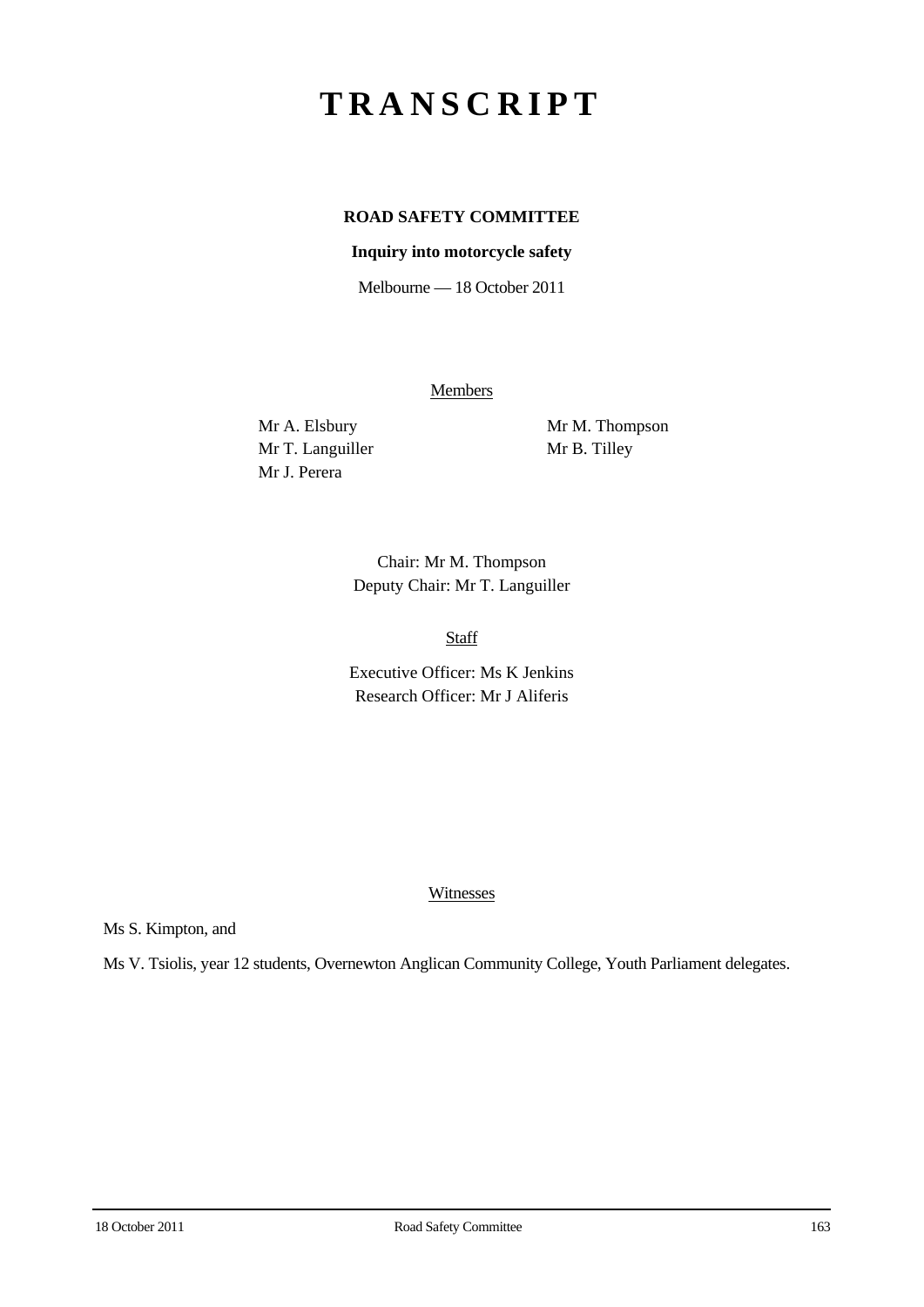# TRANSCRIPT

**ROAD SAFETY COMMITTEE**

**Inquiry into motorcycle safety**

Melbourne — 18 October 2011

Members

Mr A. Elsbury
Mr T. Languiller
Mr J. Perera
Mr M. Thompson
Mr B. Tilley

Chair: Mr M. Thompson
Deputy Chair: Mr T. Languiller

Staff

Executive Officer: Ms K Jenkins
Research Officer: Mr J Aliferis

Witnesses

Ms S. Kimpton, and

Ms V. Tsiolis, year 12 students, Overnewton Anglican Community College, Youth Parliament delegates.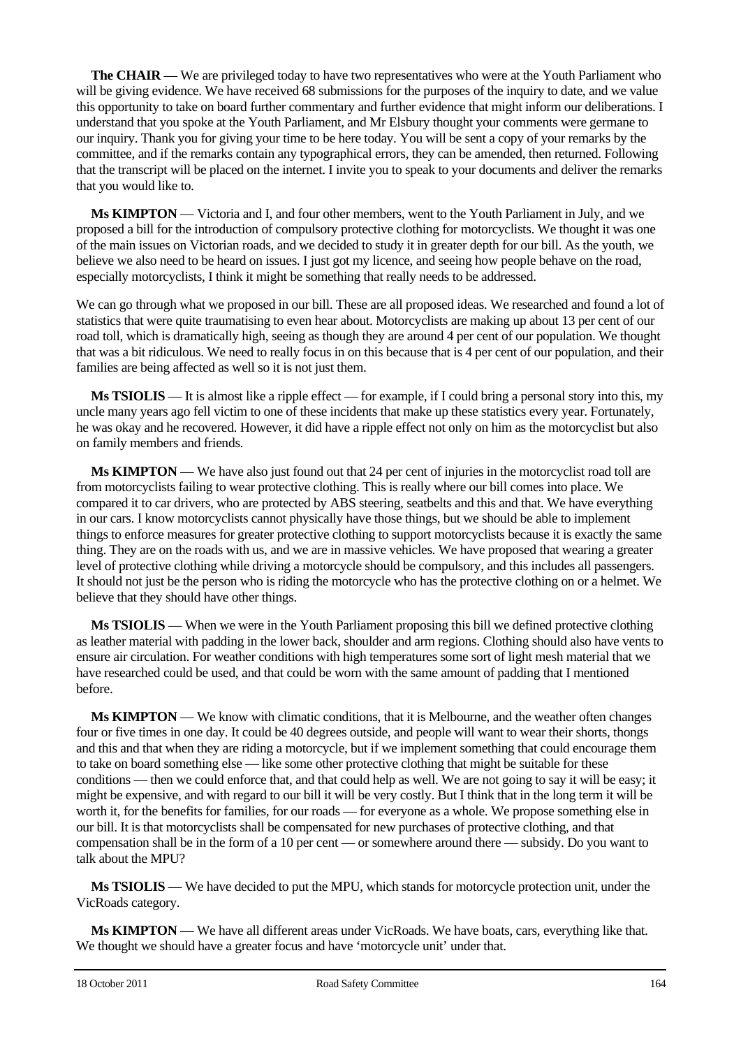**The CHAIR** — We are privileged today to have two representatives who were at the Youth Parliament who will be giving evidence. We have received 68 submissions for the purposes of the inquiry to date, and we value this opportunity to take on board further commentary and further evidence that might inform our deliberations. I understand that you spoke at the Youth Parliament, and Mr Elsbury thought your comments were germane to our inquiry. Thank you for giving your time to be here today. You will be sent a copy of your remarks by the committee, and if the remarks contain any typographical errors, they can be amended, then returned. Following that the transcript will be placed on the internet. I invite you to speak to your documents and deliver the remarks that you would like to.

**Ms KIMPTON** — Victoria and I, and four other members, went to the Youth Parliament in July, and we proposed a bill for the introduction of compulsory protective clothing for motorcyclists. We thought it was one of the main issues on Victorian roads, and we decided to study it in greater depth for our bill. As the youth, we believe we also need to be heard on issues. I just got my licence, and seeing how people behave on the road, especially motorcyclists, I think it might be something that really needs to be addressed.

We can go through what we proposed in our bill. These are all proposed ideas. We researched and found a lot of statistics that were quite traumatising to even hear about. Motorcyclists are making up about 13 per cent of our road toll, which is dramatically high, seeing as though they are around 4 per cent of our population. We thought that was a bit ridiculous. We need to really focus in on this because that is 4 per cent of our population, and their families are being affected as well so it is not just them.

**Ms TSIOLIS** — It is almost like a ripple effect — for example, if I could bring a personal story into this, my uncle many years ago fell victim to one of these incidents that make up these statistics every year. Fortunately, he was okay and he recovered. However, it did have a ripple effect not only on him as the motorcyclist but also on family members and friends.

**Ms KIMPTON** — We have also just found out that 24 per cent of injuries in the motorcyclist road toll are from motorcyclists failing to wear protective clothing. This is really where our bill comes into place. We compared it to car drivers, who are protected by ABS steering, seatbelts and this and that. We have everything in our cars. I know motorcyclists cannot physically have those things, but we should be able to implement things to enforce measures for greater protective clothing to support motorcyclists because it is exactly the same thing. They are on the roads with us, and we are in massive vehicles. We have proposed that wearing a greater level of protective clothing while driving a motorcycle should be compulsory, and this includes all passengers. It should not just be the person who is riding the motorcycle who has the protective clothing on or a helmet. We believe that they should have other things.

**Ms TSIOLIS** — When we were in the Youth Parliament proposing this bill we defined protective clothing as leather material with padding in the lower back, shoulder and arm regions. Clothing should also have vents to ensure air circulation. For weather conditions with high temperatures some sort of light mesh material that we have researched could be used, and that could be worn with the same amount of padding that I mentioned before.

**Ms KIMPTON** — We know with climatic conditions, that it is Melbourne, and the weather often changes four or five times in one day. It could be 40 degrees outside, and people will want to wear their shorts, thongs and this and that when they are riding a motorcycle, but if we implement something that could encourage them to take on board something else — like some other protective clothing that might be suitable for these conditions — then we could enforce that, and that could help as well. We are not going to say it will be easy; it might be expensive, and with regard to our bill it will be very costly. But I think that in the long term it will be worth it, for the benefits for families, for our roads — for everyone as a whole. We propose something else in our bill. It is that motorcyclists shall be compensated for new purchases of protective clothing, and that compensation shall be in the form of a 10 per cent — or somewhere around there — subsidy. Do you want to talk about the MPU?

**Ms TSIOLIS** — We have decided to put the MPU, which stands for motorcycle protection unit, under the VicRoads category.

**Ms KIMPTON** — We have all different areas under VicRoads. We have boats, cars, everything like that. We thought we should have a greater focus and have 'motorcycle unit' under that.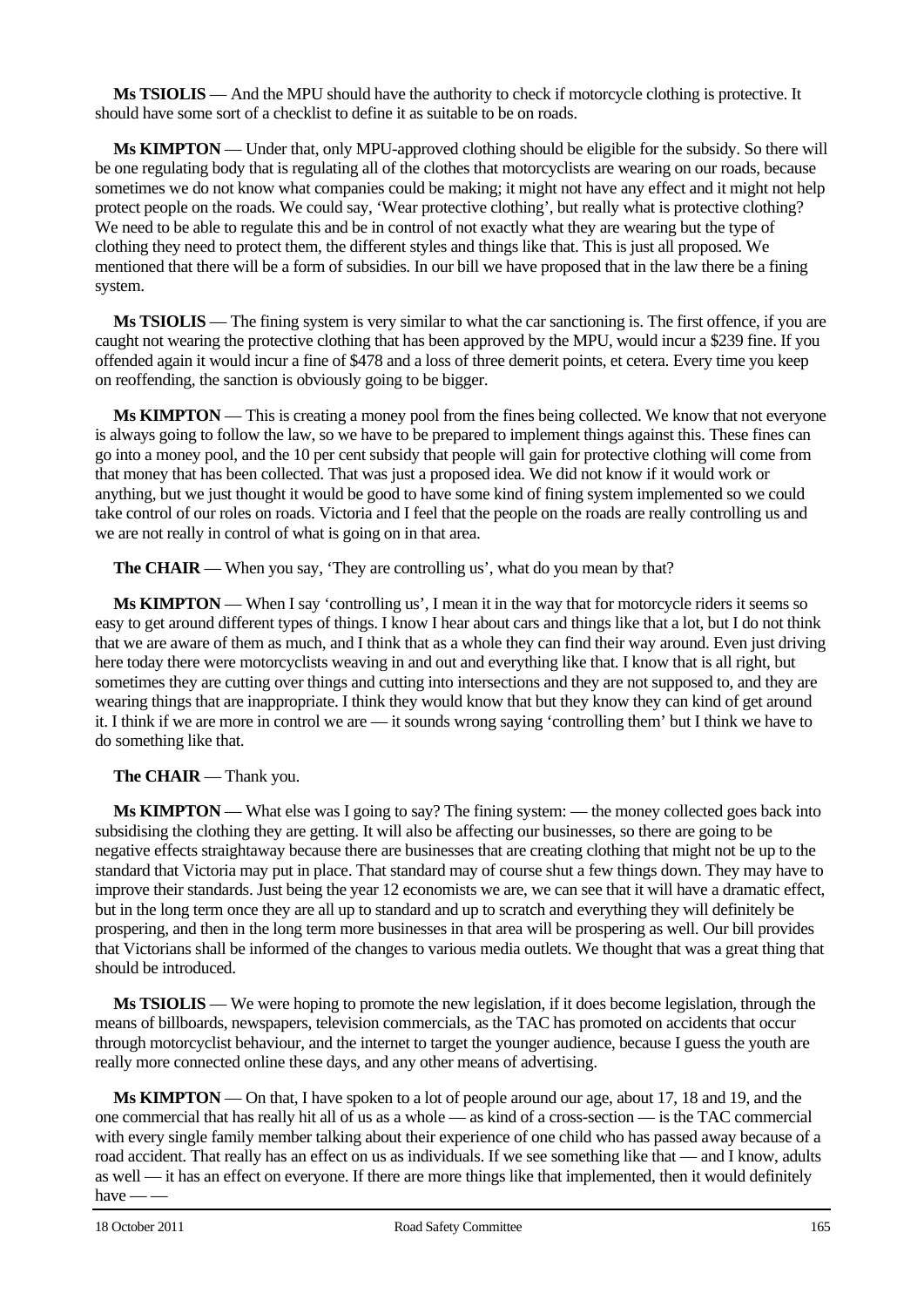**Ms TSIOLIS** — And the MPU should have the authority to check if motorcycle clothing is protective. It should have some sort of a checklist to define it as suitable to be on roads.

**Ms KIMPTON** — Under that, only MPU-approved clothing should be eligible for the subsidy. So there will be one regulating body that is regulating all of the clothes that motorcyclists are wearing on our roads, because sometimes we do not know what companies could be making; it might not have any effect and it might not help protect people on the roads. We could say, 'Wear protective clothing', but really what is protective clothing? We need to be able to regulate this and be in control of not exactly what they are wearing but the type of clothing they need to protect them, the different styles and things like that. This is just all proposed. We mentioned that there will be a form of subsidies. In our bill we have proposed that in the law there be a fining system.

**Ms TSIOLIS** — The fining system is very similar to what the car sanctioning is. The first offence, if you are caught not wearing the protective clothing that has been approved by the MPU, would incur a $239 fine. If you offended again it would incur a fine of $478 and a loss of three demerit points, et cetera. Every time you keep on reoffending, the sanction is obviously going to be bigger.

**Ms KIMPTON** — This is creating a money pool from the fines being collected. We know that not everyone is always going to follow the law, so we have to be prepared to implement things against this. These fines can go into a money pool, and the 10 per cent subsidy that people will gain for protective clothing will come from that money that has been collected. That was just a proposed idea. We did not know if it would work or anything, but we just thought it would be good to have some kind of fining system implemented so we could take control of our roles on roads. Victoria and I feel that the people on the roads are really controlling us and we are not really in control of what is going on in that area.

**The CHAIR** — When you say, 'They are controlling us', what do you mean by that?

**Ms KIMPTON** — When I say 'controlling us', I mean it in the way that for motorcycle riders it seems so easy to get around different types of things. I know I hear about cars and things like that a lot, but I do not think that we are aware of them as much, and I think that as a whole they can find their way around. Even just driving here today there were motorcyclists weaving in and out and everything like that. I know that is all right, but sometimes they are cutting over things and cutting into intersections and they are not supposed to, and they are wearing things that are inappropriate. I think they would know that but they know they can kind of get around it. I think if we are more in control we are — it sounds wrong saying 'controlling them' but I think we have to do something like that.

**The CHAIR** — Thank you.

**Ms KIMPTON** — What else was I going to say? The fining system: — the money collected goes back into subsidising the clothing they are getting. It will also be affecting our businesses, so there are going to be negative effects straightaway because there are businesses that are creating clothing that might not be up to the standard that Victoria may put in place. That standard may of course shut a few things down. They may have to improve their standards. Just being the year 12 economists we are, we can see that it will have a dramatic effect, but in the long term once they are all up to standard and up to scratch and everything they will definitely be prospering, and then in the long term more businesses in that area will be prospering as well. Our bill provides that Victorians shall be informed of the changes to various media outlets. We thought that was a great thing that should be introduced.

**Ms TSIOLIS** — We were hoping to promote the new legislation, if it does become legislation, through the means of billboards, newspapers, television commercials, as the TAC has promoted on accidents that occur through motorcyclist behaviour, and the internet to target the younger audience, because I guess the youth are really more connected online these days, and any other means of advertising.

**Ms KIMPTON** — On that, I have spoken to a lot of people around our age, about 17, 18 and 19, and the one commercial that has really hit all of us as a whole — as kind of a cross-section — is the TAC commercial with every single family member talking about their experience of one child who has passed away because of a road accident. That really has an effect on us as individuals. If we see something like that — and I know, adults as well — it has an effect on everyone. If there are more things like that implemented, then it would definitely have — —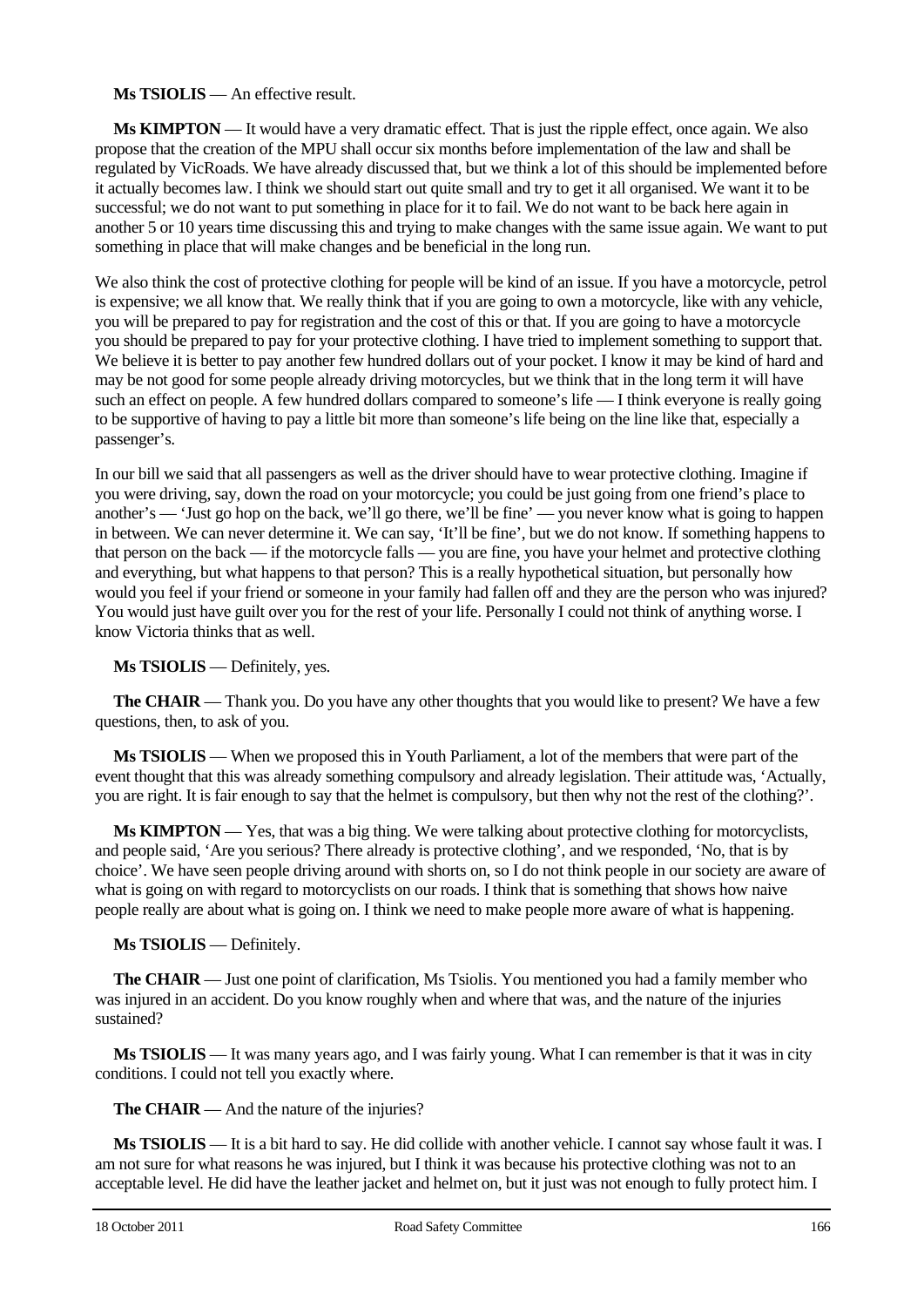**Ms TSIOLIS** — An effective result.

**Ms KIMPTON** — It would have a very dramatic effect. That is just the ripple effect, once again. We also propose that the creation of the MPU shall occur six months before implementation of the law and shall be regulated by VicRoads. We have already discussed that, but we think a lot of this should be implemented before it actually becomes law. I think we should start out quite small and try to get it all organised. We want it to be successful; we do not want to put something in place for it to fail. We do not want to be back here again in another 5 or 10 years time discussing this and trying to make changes with the same issue again. We want to put something in place that will make changes and be beneficial in the long run.

We also think the cost of protective clothing for people will be kind of an issue. If you have a motorcycle, petrol is expensive; we all know that. We really think that if you are going to own a motorcycle, like with any vehicle, you will be prepared to pay for registration and the cost of this or that. If you are going to have a motorcycle you should be prepared to pay for your protective clothing. I have tried to implement something to support that. We believe it is better to pay another few hundred dollars out of your pocket. I know it may be kind of hard and may be not good for some people already driving motorcycles, but we think that in the long term it will have such an effect on people. A few hundred dollars compared to someone's life — I think everyone is really going to be supportive of having to pay a little bit more than someone's life being on the line like that, especially a passenger's.

In our bill we said that all passengers as well as the driver should have to wear protective clothing. Imagine if you were driving, say, down the road on your motorcycle; you could be just going from one friend's place to another's — 'Just go hop on the back, we'll go there, we'll be fine' — you never know what is going to happen in between. We can never determine it. We can say, 'It'll be fine', but we do not know. If something happens to that person on the back — if the motorcycle falls — you are fine, you have your helmet and protective clothing and everything, but what happens to that person? This is a really hypothetical situation, but personally how would you feel if your friend or someone in your family had fallen off and they are the person who was injured? You would just have guilt over you for the rest of your life. Personally I could not think of anything worse. I know Victoria thinks that as well.

**Ms TSIOLIS** — Definitely, yes.

**The CHAIR** — Thank you. Do you have any other thoughts that you would like to present? We have a few questions, then, to ask of you.

**Ms TSIOLIS** — When we proposed this in Youth Parliament, a lot of the members that were part of the event thought that this was already something compulsory and already legislation. Their attitude was, 'Actually, you are right. It is fair enough to say that the helmet is compulsory, but then why not the rest of the clothing?'.

**Ms KIMPTON** — Yes, that was a big thing. We were talking about protective clothing for motorcyclists, and people said, 'Are you serious? There already is protective clothing', and we responded, 'No, that is by choice'. We have seen people driving around with shorts on, so I do not think people in our society are aware of what is going on with regard to motorcyclists on our roads. I think that is something that shows how naive people really are about what is going on. I think we need to make people more aware of what is happening.

**Ms TSIOLIS** — Definitely.

**The CHAIR** — Just one point of clarification, Ms Tsiolis. You mentioned you had a family member who was injured in an accident. Do you know roughly when and where that was, and the nature of the injuries sustained?

**Ms TSIOLIS** — It was many years ago, and I was fairly young. What I can remember is that it was in city conditions. I could not tell you exactly where.

**The CHAIR** — And the nature of the injuries?

**Ms TSIOLIS** — It is a bit hard to say. He did collide with another vehicle. I cannot say whose fault it was. I am not sure for what reasons he was injured, but I think it was because his protective clothing was not to an acceptable level. He did have the leather jacket and helmet on, but it just was not enough to fully protect him. I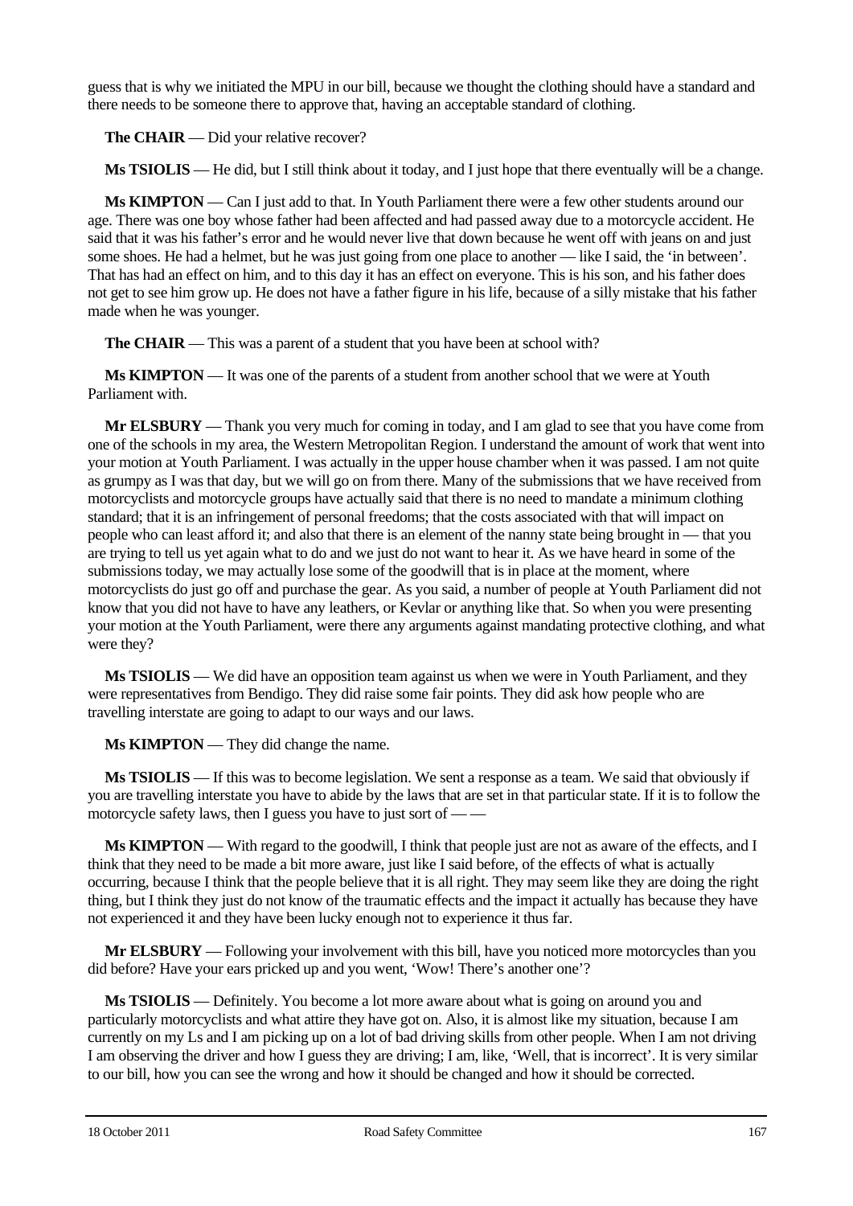guess that is why we initiated the MPU in our bill, because we thought the clothing should have a standard and there needs to be someone there to approve that, having an acceptable standard of clothing.

**The CHAIR** — Did your relative recover?

**Ms TSIOLIS** — He did, but I still think about it today, and I just hope that there eventually will be a change.

**Ms KIMPTON** — Can I just add to that. In Youth Parliament there were a few other students around our age. There was one boy whose father had been affected and had passed away due to a motorcycle accident. He said that it was his father's error and he would never live that down because he went off with jeans on and just some shoes. He had a helmet, but he was just going from one place to another — like I said, the 'in between'. That has had an effect on him, and to this day it has an effect on everyone. This is his son, and his father does not get to see him grow up. He does not have a father figure in his life, because of a silly mistake that his father made when he was younger.

**The CHAIR** — This was a parent of a student that you have been at school with?

**Ms KIMPTON** — It was one of the parents of a student from another school that we were at Youth Parliament with.

**Mr ELSBURY** — Thank you very much for coming in today, and I am glad to see that you have come from one of the schools in my area, the Western Metropolitan Region. I understand the amount of work that went into your motion at Youth Parliament. I was actually in the upper house chamber when it was passed. I am not quite as grumpy as I was that day, but we will go on from there. Many of the submissions that we have received from motorcyclists and motorcycle groups have actually said that there is no need to mandate a minimum clothing standard; that it is an infringement of personal freedoms; that the costs associated with that will impact on people who can least afford it; and also that there is an element of the nanny state being brought in — that you are trying to tell us yet again what to do and we just do not want to hear it. As we have heard in some of the submissions today, we may actually lose some of the goodwill that is in place at the moment, where motorcyclists do just go off and purchase the gear. As you said, a number of people at Youth Parliament did not know that you did not have to have any leathers, or Kevlar or anything like that. So when you were presenting your motion at the Youth Parliament, were there any arguments against mandating protective clothing, and what were they?

**Ms TSIOLIS** — We did have an opposition team against us when we were in Youth Parliament, and they were representatives from Bendigo. They did raise some fair points. They did ask how people who are travelling interstate are going to adapt to our ways and our laws.

**Ms KIMPTON** — They did change the name.

**Ms TSIOLIS** — If this was to become legislation. We sent a response as a team. We said that obviously if you are travelling interstate you have to abide by the laws that are set in that particular state. If it is to follow the motorcycle safety laws, then I guess you have to just sort of — —

**Ms KIMPTON** — With regard to the goodwill, I think that people just are not as aware of the effects, and I think that they need to be made a bit more aware, just like I said before, of the effects of what is actually occurring, because I think that the people believe that it is all right. They may seem like they are doing the right thing, but I think they just do not know of the traumatic effects and the impact it actually has because they have not experienced it and they have been lucky enough not to experience it thus far.

**Mr ELSBURY** — Following your involvement with this bill, have you noticed more motorcycles than you did before? Have your ears pricked up and you went, 'Wow! There's another one'?

**Ms TSIOLIS** — Definitely. You become a lot more aware about what is going on around you and particularly motorcyclists and what attire they have got on. Also, it is almost like my situation, because I am currently on my Ls and I am picking up on a lot of bad driving skills from other people. When I am not driving I am observing the driver and how I guess they are driving; I am, like, 'Well, that is incorrect'. It is very similar to our bill, how you can see the wrong and how it should be changed and how it should be corrected.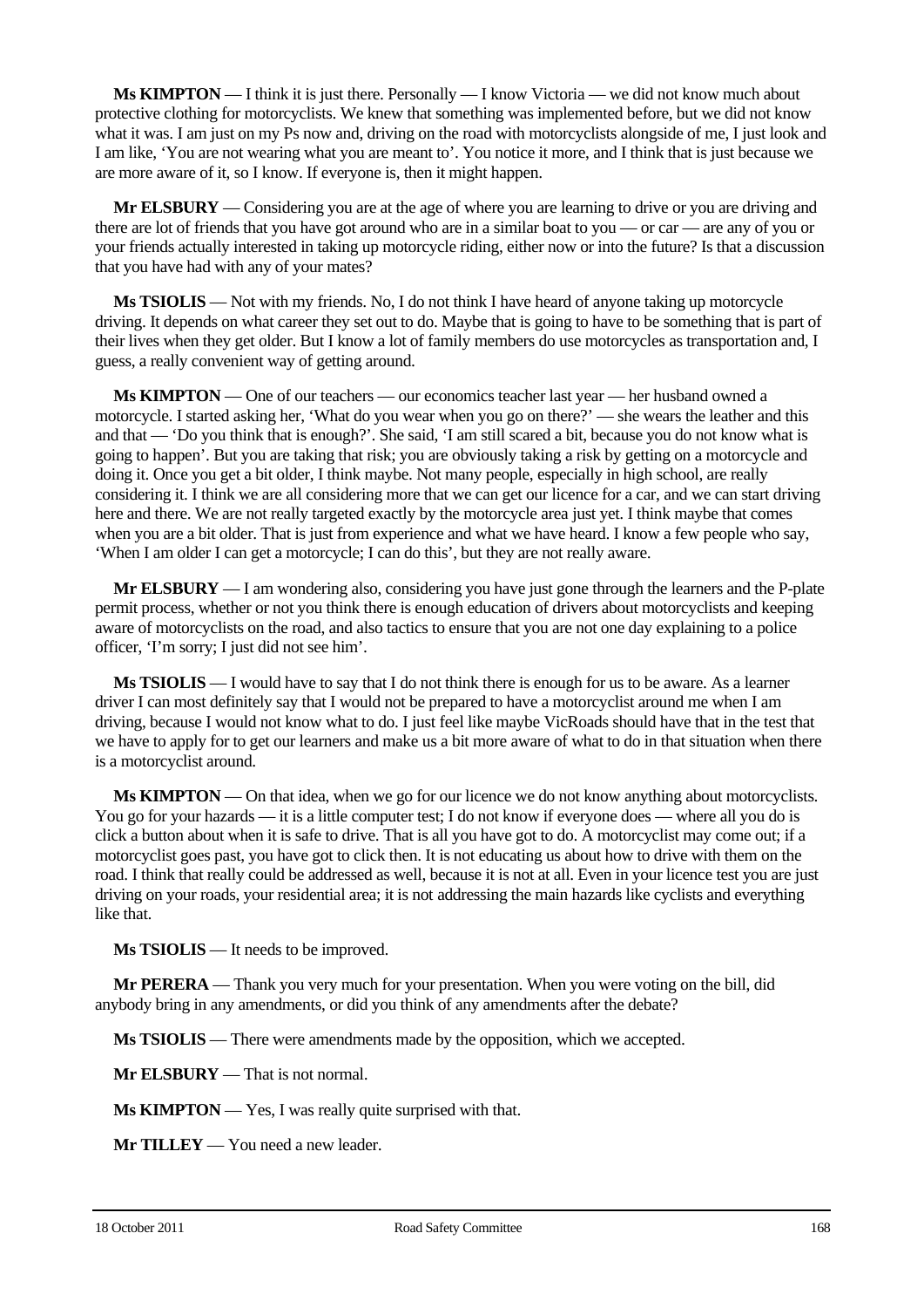**Ms KIMPTON** — I think it is just there. Personally — I know Victoria — we did not know much about protective clothing for motorcyclists. We knew that something was implemented before, but we did not know what it was. I am just on my Ps now and, driving on the road with motorcyclists alongside of me, I just look and I am like, 'You are not wearing what you are meant to'. You notice it more, and I think that is just because we are more aware of it, so I know. If everyone is, then it might happen.

**Mr ELSBURY** — Considering you are at the age of where you are learning to drive or you are driving and there are lot of friends that you have got around who are in a similar boat to you — or car — are any of you or your friends actually interested in taking up motorcycle riding, either now or into the future? Is that a discussion that you have had with any of your mates?

**Ms TSIOLIS** — Not with my friends. No, I do not think I have heard of anyone taking up motorcycle driving. It depends on what career they set out to do. Maybe that is going to have to be something that is part of their lives when they get older. But I know a lot of family members do use motorcycles as transportation and, I guess, a really convenient way of getting around.

**Ms KIMPTON** — One of our teachers — our economics teacher last year — her husband owned a motorcycle. I started asking her, 'What do you wear when you go on there?' — she wears the leather and this and that — 'Do you think that is enough?'. She said, 'I am still scared a bit, because you do not know what is going to happen'. But you are taking that risk; you are obviously taking a risk by getting on a motorcycle and doing it. Once you get a bit older, I think maybe. Not many people, especially in high school, are really considering it. I think we are all considering more that we can get our licence for a car, and we can start driving here and there. We are not really targeted exactly by the motorcycle area just yet. I think maybe that comes when you are a bit older. That is just from experience and what we have heard. I know a few people who say, 'When I am older I can get a motorcycle; I can do this', but they are not really aware.

**Mr ELSBURY** — I am wondering also, considering you have just gone through the learners and the P-plate permit process, whether or not you think there is enough education of drivers about motorcyclists and keeping aware of motorcyclists on the road, and also tactics to ensure that you are not one day explaining to a police officer, 'I'm sorry; I just did not see him'.

**Ms TSIOLIS** — I would have to say that I do not think there is enough for us to be aware. As a learner driver I can most definitely say that I would not be prepared to have a motorcyclist around me when I am driving, because I would not know what to do. I just feel like maybe VicRoads should have that in the test that we have to apply for to get our learners and make us a bit more aware of what to do in that situation when there is a motorcyclist around.

**Ms KIMPTON** — On that idea, when we go for our licence we do not know anything about motorcyclists. You go for your hazards — it is a little computer test; I do not know if everyone does — where all you do is click a button about when it is safe to drive. That is all you have got to do. A motorcyclist may come out; if a motorcyclist goes past, you have got to click then. It is not educating us about how to drive with them on the road. I think that really could be addressed as well, because it is not at all. Even in your licence test you are just driving on your roads, your residential area; it is not addressing the main hazards like cyclists and everything like that.

**Ms TSIOLIS** — It needs to be improved.

**Mr PERERA** — Thank you very much for your presentation. When you were voting on the bill, did anybody bring in any amendments, or did you think of any amendments after the debate?

**Ms TSIOLIS** — There were amendments made by the opposition, which we accepted.

**Mr ELSBURY** — That is not normal.

**Ms KIMPTON** — Yes, I was really quite surprised with that.

**Mr TILLEY** — You need a new leader.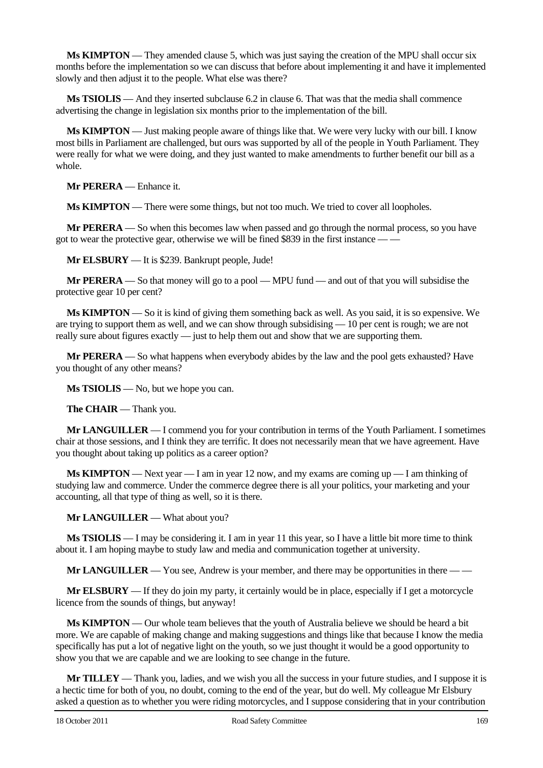**Ms KIMPTON** — They amended clause 5, which was just saying the creation of the MPU shall occur six months before the implementation so we can discuss that before about implementing it and have it implemented slowly and then adjust it to the people. What else was there?

**Ms TSIOLIS** — And they inserted subclause 6.2 in clause 6. That was that the media shall commence advertising the change in legislation six months prior to the implementation of the bill.

**Ms KIMPTON** — Just making people aware of things like that. We were very lucky with our bill. I know most bills in Parliament are challenged, but ours was supported by all of the people in Youth Parliament. They were really for what we were doing, and they just wanted to make amendments to further benefit our bill as a whole.

**Mr PERERA** — Enhance it.

**Ms KIMPTON** — There were some things, but not too much. We tried to cover all loopholes.

**Mr PERERA** — So when this becomes law when passed and go through the normal process, so you have got to wear the protective gear, otherwise we will be fined \$839 in the first instance — —

**Mr ELSBURY** — It is \$239. Bankrupt people, Jude!

**Mr PERERA** — So that money will go to a pool — MPU fund — and out of that you will subsidise the protective gear 10 per cent?

**Ms KIMPTON** — So it is kind of giving them something back as well. As you said, it is so expensive. We are trying to support them as well, and we can show through subsidising — 10 per cent is rough; we are not really sure about figures exactly — just to help them out and show that we are supporting them.

**Mr PERERA** — So what happens when everybody abides by the law and the pool gets exhausted? Have you thought of any other means?

**Ms TSIOLIS** — No, but we hope you can.

**The CHAIR** — Thank you.

**Mr LANGUILLER** — I commend you for your contribution in terms of the Youth Parliament. I sometimes chair at those sessions, and I think they are terrific. It does not necessarily mean that we have agreement. Have you thought about taking up politics as a career option?

**Ms KIMPTON** — Next year — I am in year 12 now, and my exams are coming up — I am thinking of studying law and commerce. Under the commerce degree there is all your politics, your marketing and your accounting, all that type of thing as well, so it is there.

**Mr LANGUILLER** — What about you?

**Ms TSIOLIS** — I may be considering it. I am in year 11 this year, so I have a little bit more time to think about it. I am hoping maybe to study law and media and communication together at university.

**Mr LANGUILLER** — You see, Andrew is your member, and there may be opportunities in there — —

**Mr ELSBURY** — If they do join my party, it certainly would be in place, especially if I get a motorcycle licence from the sounds of things, but anyway!

**Ms KIMPTON** — Our whole team believes that the youth of Australia believe we should be heard a bit more. We are capable of making change and making suggestions and things like that because I know the media specifically has put a lot of negative light on the youth, so we just thought it would be a good opportunity to show you that we are capable and we are looking to see change in the future.

**Mr TILLEY** — Thank you, ladies, and we wish you all the success in your future studies, and I suppose it is a hectic time for both of you, no doubt, coming to the end of the year, but do well. My colleague Mr Elsbury asked a question as to whether you were riding motorcycles, and I suppose considering that in your contribution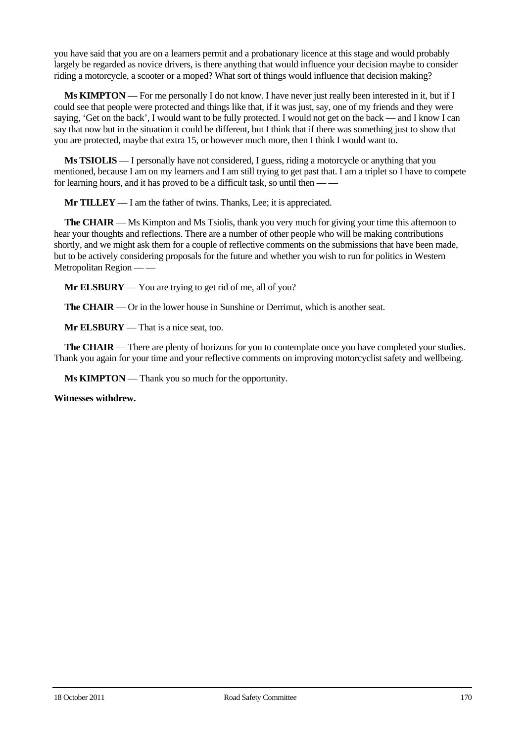you have said that you are on a learners permit and a probationary licence at this stage and would probably largely be regarded as novice drivers, is there anything that would influence your decision maybe to consider riding a motorcycle, a scooter or a moped? What sort of things would influence that decision making?

**Ms KIMPTON** — For me personally I do not know. I have never just really been interested in it, but if I could see that people were protected and things like that, if it was just, say, one of my friends and they were saying, 'Get on the back', I would want to be fully protected. I would not get on the back — and I know I can say that now but in the situation it could be different, but I think that if there was something just to show that you are protected, maybe that extra 15, or however much more, then I think I would want to.

**Ms TSIOLIS** — I personally have not considered, I guess, riding a motorcycle or anything that you mentioned, because I am on my learners and I am still trying to get past that. I am a triplet so I have to compete for learning hours, and it has proved to be a difficult task, so until then — —

**Mr TILLEY** — I am the father of twins. Thanks, Lee; it is appreciated.

**The CHAIR** — Ms Kimpton and Ms Tsiolis, thank you very much for giving your time this afternoon to hear your thoughts and reflections. There are a number of other people who will be making contributions shortly, and we might ask them for a couple of reflective comments on the submissions that have been made, but to be actively considering proposals for the future and whether you wish to run for politics in Western Metropolitan Region — —

**Mr ELSBURY** — You are trying to get rid of me, all of you?

**The CHAIR** — Or in the lower house in Sunshine or Derrimut, which is another seat.

**Mr ELSBURY** — That is a nice seat, too.

**The CHAIR** — There are plenty of horizons for you to contemplate once you have completed your studies. Thank you again for your time and your reflective comments on improving motorcyclist safety and wellbeing.

**Ms KIMPTON** — Thank you so much for the opportunity.

**Witnesses withdrew.**